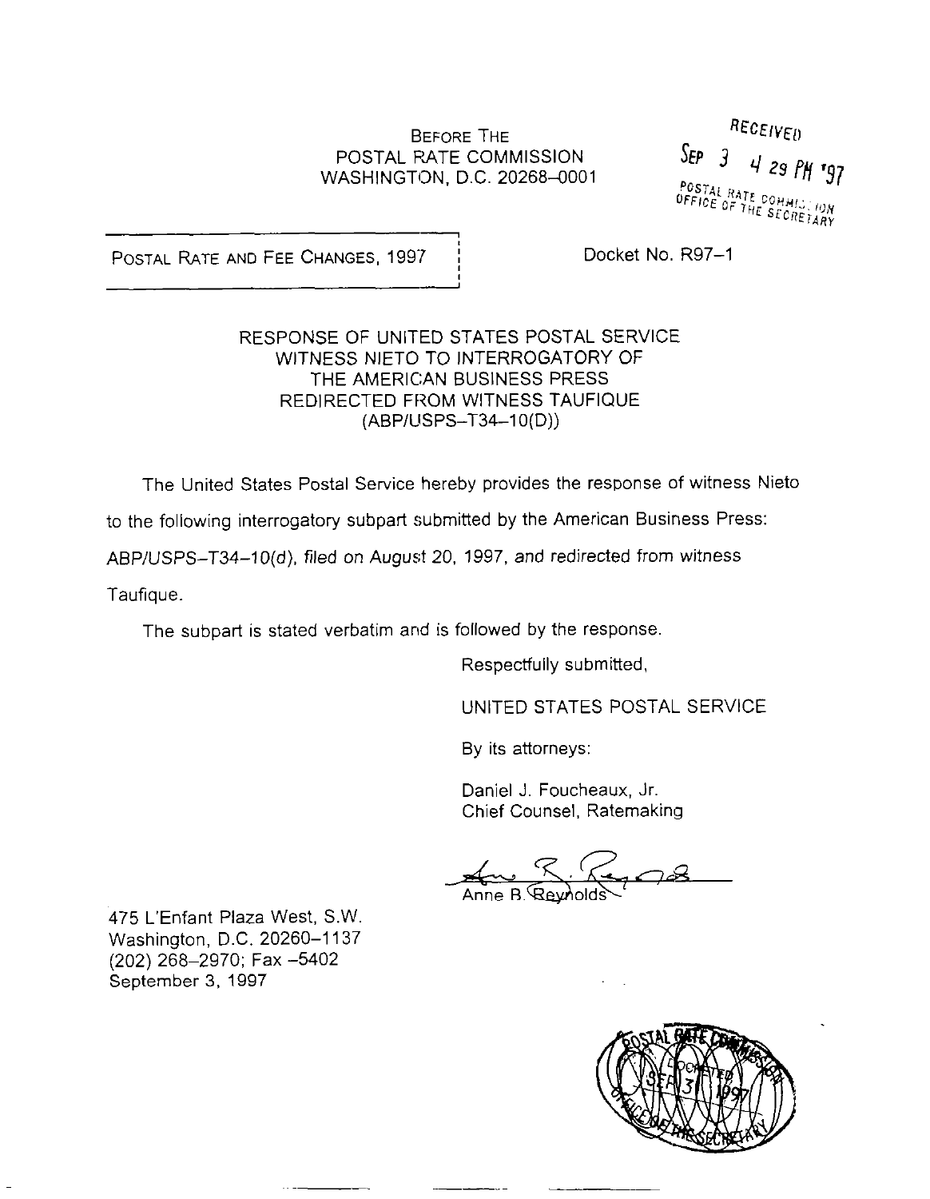BEFORE THE
POSTAL RATE COMMISSION
WASHINGTON, D.C. 20268–0001

RECEIVED
SEP 3 4 29 PM '97
POSTAL RATE COMMISSION
OFFICE OF THE SECRETARY

POSTAL RATE AND FEE CHANGES, 1997

Docket No. R97–1

RESPONSE OF UNITED STATES POSTAL SERVICE
WITNESS NIETO TO INTERROGATORY OF
THE AMERICAN BUSINESS PRESS
REDIRECTED FROM WITNESS TAUFIQUE
(ABP/USPS–T34–10(D))

The United States Postal Service hereby provides the response of witness Nieto to the following interrogatory subpart submitted by the American Business Press: ABP/USPS–T34–10(d), filed on August 20, 1997, and redirected from witness Taufique.

The subpart is stated verbatim and is followed by the response.

Respectfully submitted,

UNITED STATES POSTAL SERVICE

By its attorneys:

Daniel J. Foucheaux, Jr.
Chief Counsel, Ratemaking

Anne B. Reynolds

475 L'Enfant Plaza West, S.W.
Washington, D.C. 20260–1137
(202) 268–2970; Fax –5402
September 3, 1997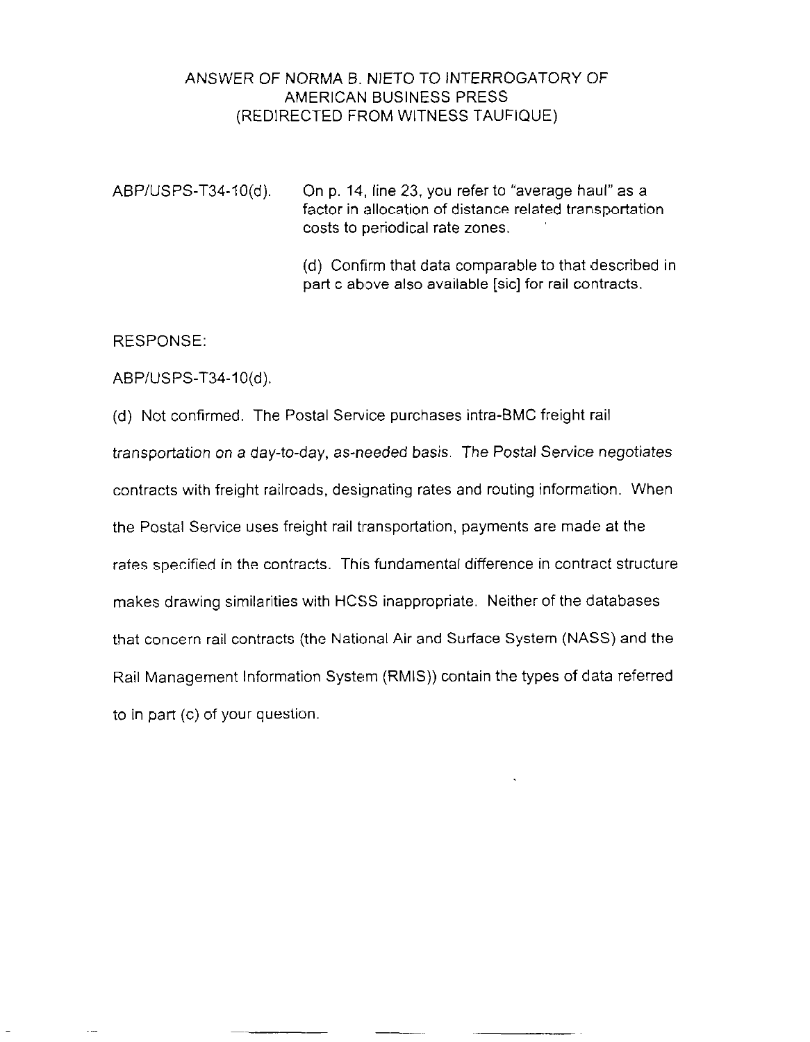ANSWER OF NORMA B. NIETO TO INTERROGATORY OF AMERICAN BUSINESS PRESS (REDIRECTED FROM WITNESS TAUFIQUE)

ABP/USPS-T34-10(d). On p. 14, line 23, you refer to "average haul" as a factor in allocation of distance related transportation costs to periodical rate zones.

(d) Confirm that data comparable to that described in part c above also available [sic] for rail contracts.

RESPONSE:

ABP/USPS-T34-10(d).

(d) Not confirmed. The Postal Service purchases intra-BMC freight rail transportation on a day-to-day, as-needed basis. The Postal Service negotiates contracts with freight railroads, designating rates and routing information. When the Postal Service uses freight rail transportation, payments are made at the rates specified in the contracts. This fundamental difference in contract structure makes drawing similarities with HCSS inappropriate. Neither of the databases that concern rail contracts (the National Air and Surface System (NASS) and the Rail Management Information System (RMIS)) contain the types of data referred to in part (c) of your question.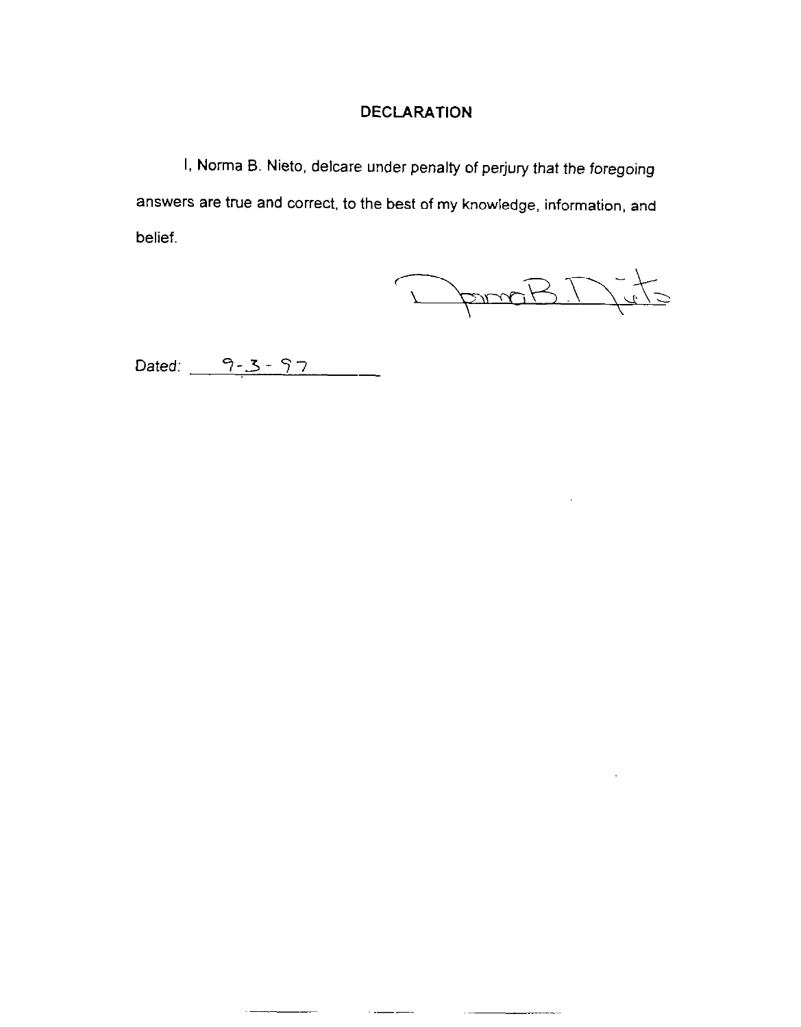## DECLARATION

I, Norma B. Nieto, delcare under penalty of perjury that the foregoing answers are true and correct, to the best of my knowledge, information, and belief.

Norma B. Nieto

Dated: 9-3-97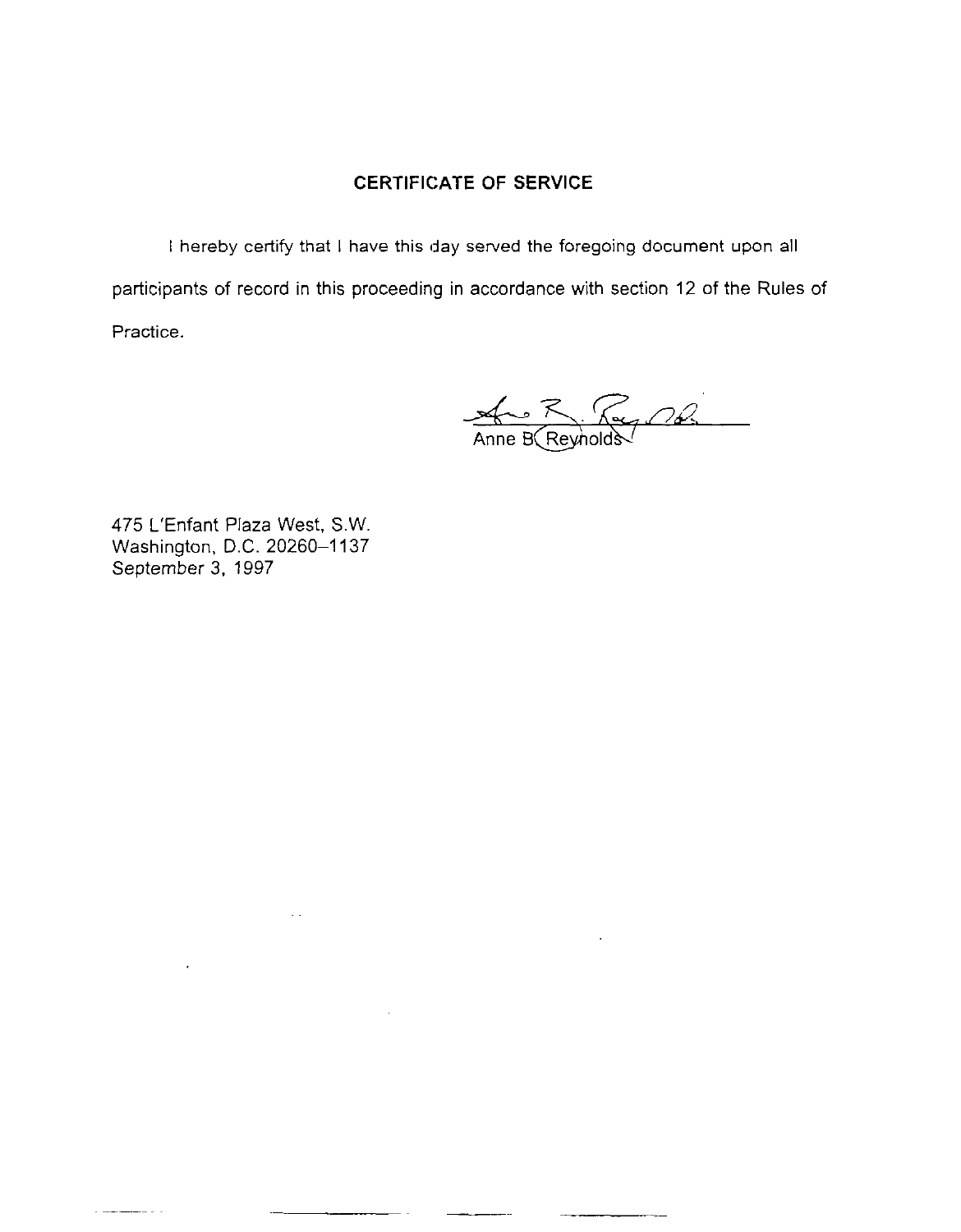## CERTIFICATE OF SERVICE

I hereby certify that I have this day served the foregoing document upon all participants of record in this proceeding in accordance with section 12 of the Rules of Practice.

Anne B. Reynolds

475 L'Enfant Plaza West, S.W.
Washington, D.C. 20260-1137
September 3, 1997